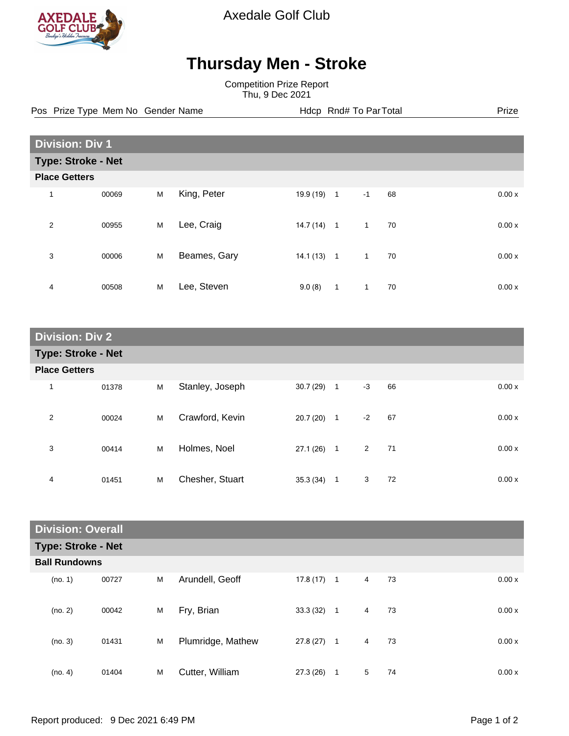Axedale Golf Club

# Thursday Men - Stroke

Competition Prize Report
Thu, 9 Dec 2021

| Pos | Prize Type | Mem No | Gender | Name | Hdcp | Rnd# | To Par | Total | Prize |
|---|---|---|---|---|---|---|---|---|---|
| **Division: Div 1** | | | | | | | | | |
| **Type: Stroke - Net** | | | | | | | | | |
| **Place Getters** | | | | | | | | | |
| 1 | | 00069 | M | King, Peter | 19.9 (19) | 1 | -1 | 68 | 0.00 x |
| 2 | | 00955 | M | Lee, Craig | 14.7 (14) | 1 | 1 | 70 | 0.00 x |
| 3 | | 00006 | M | Beames, Gary | 14.1 (13) | 1 | 1 | 70 | 0.00 x |
| 4 | | 00508 | M | Lee, Steven | 9.0 (8) | 1 | 1 | 70 | 0.00 x |
| **Division: Div 2** | | | | | | | | | |
| **Type: Stroke - Net** | | | | | | | | | |
| **Place Getters** | | | | | | | | | |
| 1 | | 01378 | M | Stanley, Joseph | 30.7 (29) | 1 | -3 | 66 | 0.00 x |
| 2 | | 00024 | M | Crawford, Kevin | 20.7 (20) | 1 | -2 | 67 | 0.00 x |
| 3 | | 00414 | M | Holmes, Noel | 27.1 (26) | 1 | 2 | 71 | 0.00 x |
| 4 | | 01451 | M | Chesher, Stuart | 35.3 (34) | 1 | 3 | 72 | 0.00 x |
| **Division: Overall** | | | | | | | | | |
| **Type: Stroke - Net** | | | | | | | | | |
| **Ball Rundowns** | | | | | | | | | |
| (no. 1) | | 00727 | M | Arundell, Geoff | 17.8 (17) | 1 | 4 | 73 | 0.00 x |
| (no. 2) | | 00042 | M | Fry, Brian | 33.3 (32) | 1 | 4 | 73 | 0.00 x |
| (no. 3) | | 01431 | M | Plumridge, Mathew | 27.8 (27) | 1 | 4 | 73 | 0.00 x |
| (no. 4) | | 01404 | M | Cutter, William | 27.3 (26) | 1 | 5 | 74 | 0.00 x |

Report produced: 9 Dec 2021 6:49 PM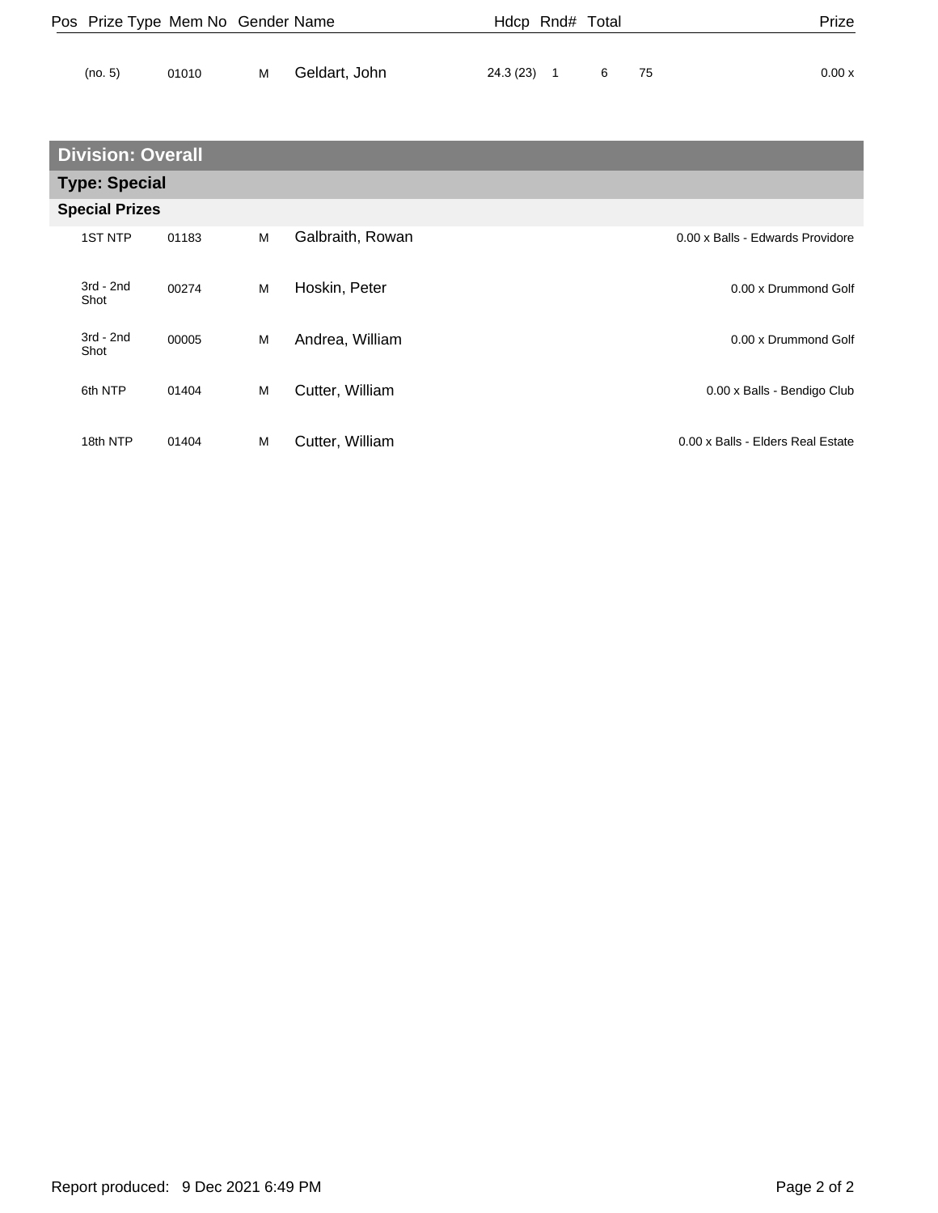| Pos | Prize Type | Mem No | Gender | Name | Hdcp | Rnd# | Total | | Prize |
| --- | --- | --- | --- | --- | --- | --- | --- | --- | --- |
| | (no. 5) | 01010 | M | Geldart, John | 24.3 (23) | 1 | 6 | 75 | 0.00 x |

## Division: Overall

### Type: Special

#### Special Prizes

| | | | | | |
| --- | --- | --- | --- | --- | --- |
| | 1ST NTP | 01183 | M | Galbraith, Rowan | 0.00 x Balls - Edwards Providore |
| | 3rd - 2nd Shot | 00274 | M | Hoskin, Peter | 0.00 x Drummond Golf |
| | 3rd - 2nd Shot | 00005 | M | Andrea, William | 0.00 x Drummond Golf |
| | 6th NTP | 01404 | M | Cutter, William | 0.00 x Balls - Bendigo Club |
| | 18th NTP | 01404 | M | Cutter, William | 0.00 x Balls - Elders Real Estate |

Report produced: 9 Dec 2021 6:49 PM